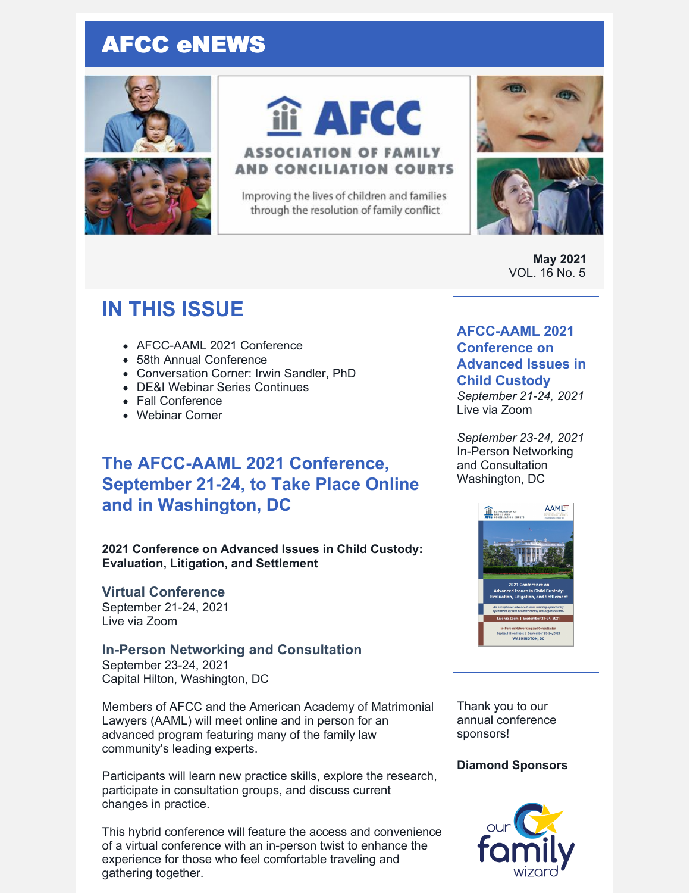# AFCC eNEWS

AFCC

ASSOCIATION OF FAMILY AND CONCILIATION COURTS

Improving the lives of children and families through the resolution of family conflict

**May 2021**
VOL. 16 No. 5

## IN THIS ISSUE

- AFCC-AAML 2021 Conference
- 58th Annual Conference
- Conversation Corner: Irwin Sandler, PhD
- DE&I Webinar Series Continues
- Fall Conference
- Webinar Corner

## The AFCC-AAML 2021 Conference, September 21-24, to Take Place Online and in Washington, DC

**2021 Conference on Advanced Issues in Child Custody: Evaluation, Litigation, and Settlement**

### Virtual Conference

September 21-24, 2021
Live via Zoom

### In-Person Networking and Consultation

September 23-24, 2021
Capital Hilton, Washington, DC

Members of AFCC and the American Academy of Matrimonial Lawyers (AAML) will meet online and in person for an advanced program featuring many of the family law community's leading experts.

Participants will learn new practice skills, explore the research, participate in consultation groups, and discuss current changes in practice.

This hybrid conference will feature the access and convenience of a virtual conference with an in-person twist to enhance the experience for those who feel comfortable traveling and gathering together.

### AFCC-AAML 2021 Conference on Advanced Issues in Child Custody

*September 21-24, 2021*
Live via Zoom

*September 23-24, 2021*
In-Person Networking and Consultation
Washington, DC

Thank you to our annual conference sponsors!

**Diamond Sponsors**

our family wizard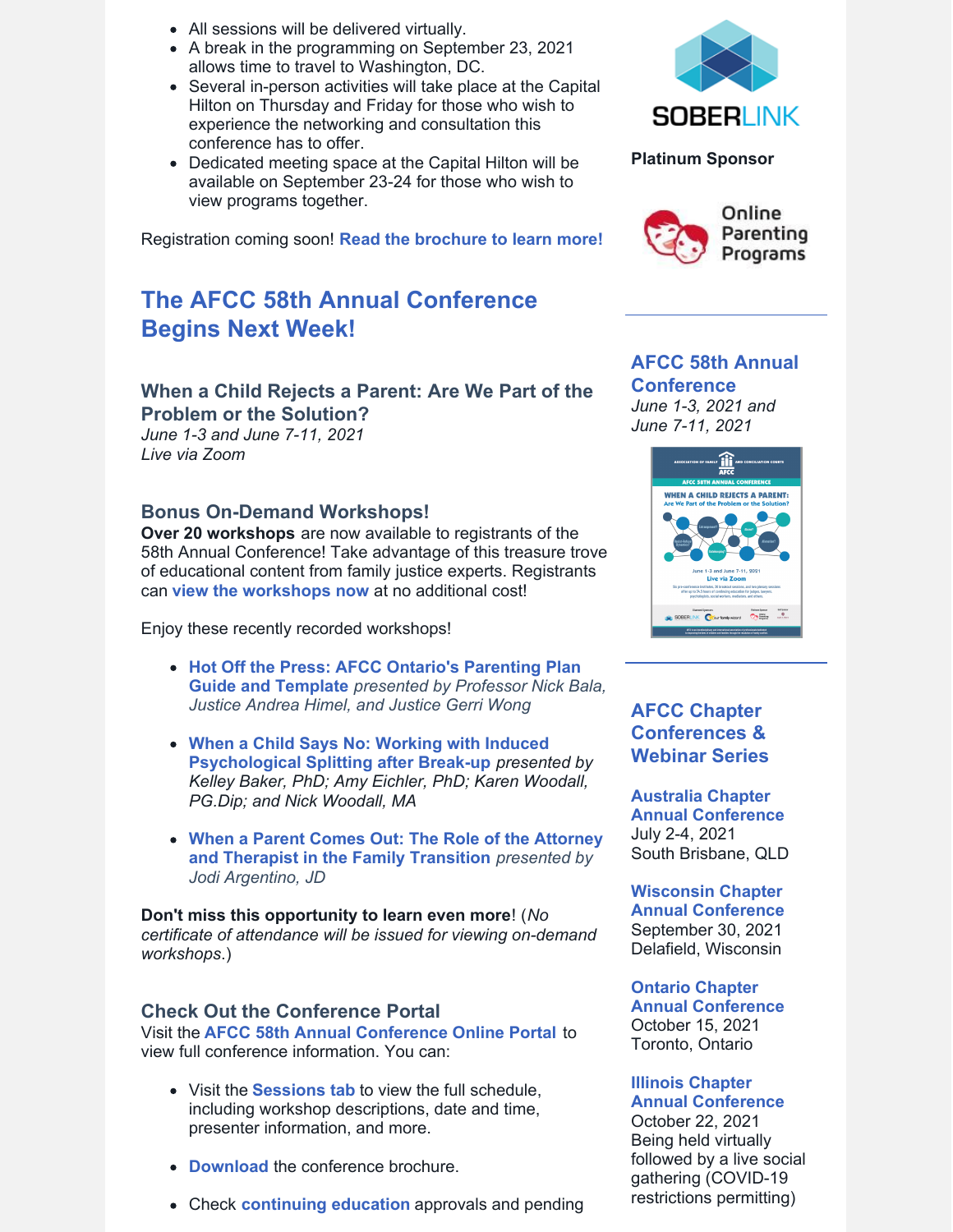- All sessions will be delivered virtually.
- A break in the programming on September 23, 2021 allows time to travel to Washington, DC.
- Several in-person activities will take place at the Capital Hilton on Thursday and Friday for those who wish to experience the networking and consultation this conference has to offer.
- Dedicated meeting space at the Capital Hilton will be available on September 23-24 for those who wish to view programs together.

Registration coming soon! **Read the brochure to learn more!**

## The AFCC 58th Annual Conference Begins Next Week!

### When a Child Rejects a Parent: Are We Part of the Problem or the Solution?

*June 1-3 and June 7-11, 2021*
*Live via Zoom*

### Bonus On-Demand Workshops!

**Over 20 workshops** are now available to registrants of the 58th Annual Conference! Take advantage of this treasure trove of educational content from family justice experts. Registrants can **view the workshops now** at no additional cost!

Enjoy these recently recorded workshops!

- **Hot Off the Press: AFCC Ontario's Parenting Plan Guide and Template** *presented by Professor Nick Bala, Justice Andrea Himel, and Justice Gerri Wong*
- **When a Child Says No: Working with Induced Psychological Splitting after Break-up** *presented by Kelley Baker, PhD; Amy Eichler, PhD; Karen Woodall, PG.Dip; and Nick Woodall, MA*
- **When a Parent Comes Out: The Role of the Attorney and Therapist in the Family Transition** *presented by Jodi Argentino, JD*

**Don't miss this opportunity to learn even more**! (*No certificate of attendance will be issued for viewing on-demand workshops.*)

### Check Out the Conference Portal

Visit the **AFCC 58th Annual Conference Online Portal** to view full conference information. You can:

- Visit the **Sessions tab** to view the full schedule, including workshop descriptions, date and time, presenter information, and more.
- **Download** the conference brochure.
- Check **continuing education** approvals and pending

**Platinum Sponsor**

### AFCC 58th Annual Conference

*June 1-3, 2021 and June 7-11, 2021*

### AFCC Chapter Conferences & Webinar Series

**Australia Chapter Annual Conference**
July 2-4, 2021
South Brisbane, QLD

**Wisconsin Chapter Annual Conference**
September 30, 2021
Delafield, Wisconsin

**Ontario Chapter Annual Conference**
October 15, 2021
Toronto, Ontario

**Illinois Chapter Annual Conference**
October 22, 2021
Being held virtually followed by a live social gathering (COVID-19 restrictions permitting)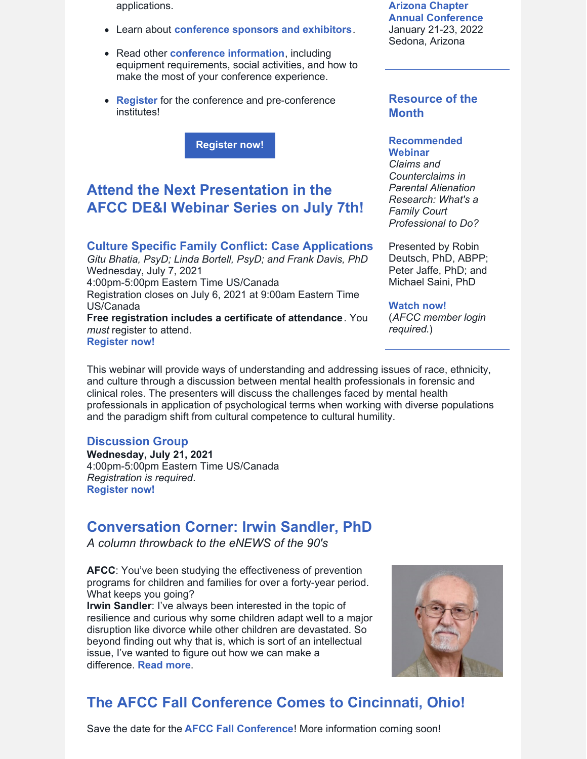applications.

- Learn about **conference sponsors and exhibitors**.
- Read other **conference information**, including equipment requirements, social activities, and how to make the most of your conference experience.
- **Register** for the conference and pre-conference institutes!

**Register now!**

## Attend the Next Presentation in the AFCC DE&I Webinar Series on July 7th!

### Culture Specific Family Conflict: Case Applications

*Gitu Bhatia, PsyD; Linda Bortell, PsyD; and Frank Davis, PhD*
Wednesday, July 7, 2021
4:00pm-5:00pm Eastern Time US/Canada
Registration closes on July 6, 2021 at 9:00am Eastern Time US/Canada
**Free registration includes a certificate of attendance**. You *must* register to attend.
**Register now!**

This webinar will provide ways of understanding and addressing issues of race, ethnicity, and culture through a discussion between mental health professionals in forensic and clinical roles. The presenters will discuss the challenges faced by mental health professionals in application of psychological terms when working with diverse populations and the paradigm shift from cultural competence to cultural humility.

### Discussion Group

**Wednesday, July 21, 2021**
4:00pm-5:00pm Eastern Time US/Canada
*Registration is required*.
**Register now!**

## Conversation Corner: Irwin Sandler, PhD

*A column throwback to the eNEWS of the 90's*

**AFCC**: You've been studying the effectiveness of prevention programs for children and families for over a forty-year period. What keeps you going?
**Irwin Sandler**: I've always been interested in the topic of resilience and curious why some children adapt well to a major disruption like divorce while other children are devastated. So beyond finding out why that is, which is sort of an intellectual issue, I've wanted to figure out how we can make a difference. **Read more**.

## The AFCC Fall Conference Comes to Cincinnati, Ohio!

Save the date for the **AFCC Fall Conference**! More information coming soon!

**Arizona Chapter Annual Conference**
January 21-23, 2022
Sedona, Arizona

## Resource of the Month

**Recommended Webinar**
*Claims and Counterclaims in Parental Alienation Research: What's a Family Court Professional to Do?*

Presented by Robin Deutsch, PhD, ABPP; Peter Jaffe, PhD; and Michael Saini, PhD

**Watch now!**
(*AFCC member login required.*)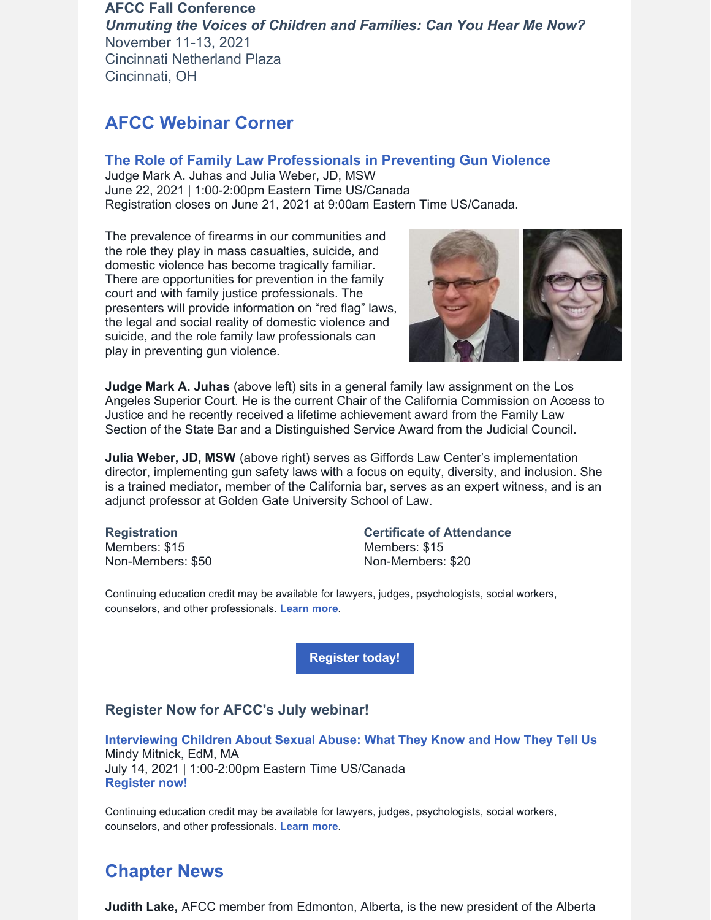**AFCC Fall Conference**
***Unmuting the Voices of Children and Families: Can You Hear Me Now?***
November 11-13, 2021
Cincinnati Netherland Plaza
Cincinnati, OH

## AFCC Webinar Corner

### The Role of Family Law Professionals in Preventing Gun Violence

Judge Mark A. Juhas and Julia Weber, JD, MSW
June 22, 2021 | 1:00-2:00pm Eastern Time US/Canada
Registration closes on June 21, 2021 at 9:00am Eastern Time US/Canada.

The prevalence of firearms in our communities and the role they play in mass casualties, suicide, and domestic violence has become tragically familiar. There are opportunities for prevention in the family court and with family justice professionals. The presenters will provide information on "red flag" laws, the legal and social reality of domestic violence and suicide, and the role family law professionals can play in preventing gun violence.

**Judge Mark A. Juhas** (above left) sits in a general family law assignment on the Los Angeles Superior Court. He is the current Chair of the California Commission on Access to Justice and he recently received a lifetime achievement award from the Family Law Section of the State Bar and a Distinguished Service Award from the Judicial Council.

**Julia Weber, JD, MSW** (above right) serves as Giffords Law Center's implementation director, implementing gun safety laws with a focus on equity, diversity, and inclusion. She is a trained mediator, member of the California bar, serves as an expert witness, and is an adjunct professor at Golden Gate University School of Law.

**Registration**
Members: $15
Non-Members: $50

**Certificate of Attendance**
Members: $15
Non-Members: $20

Continuing education credit may be available for lawyers, judges, psychologists, social workers, counselors, and other professionals. **Learn more**.

**Register today!**

### Register Now for AFCC's July webinar!

**Interviewing Children About Sexual Abuse: What They Know and How They Tell Us**
Mindy Mitnick, EdM, MA
July 14, 2021 | 1:00-2:00pm Eastern Time US/Canada
**Register now!**

Continuing education credit may be available for lawyers, judges, psychologists, social workers, counselors, and other professionals. **Learn more**.

## Chapter News

**Judith Lake,** AFCC member from Edmonton, Alberta, is the new president of the Alberta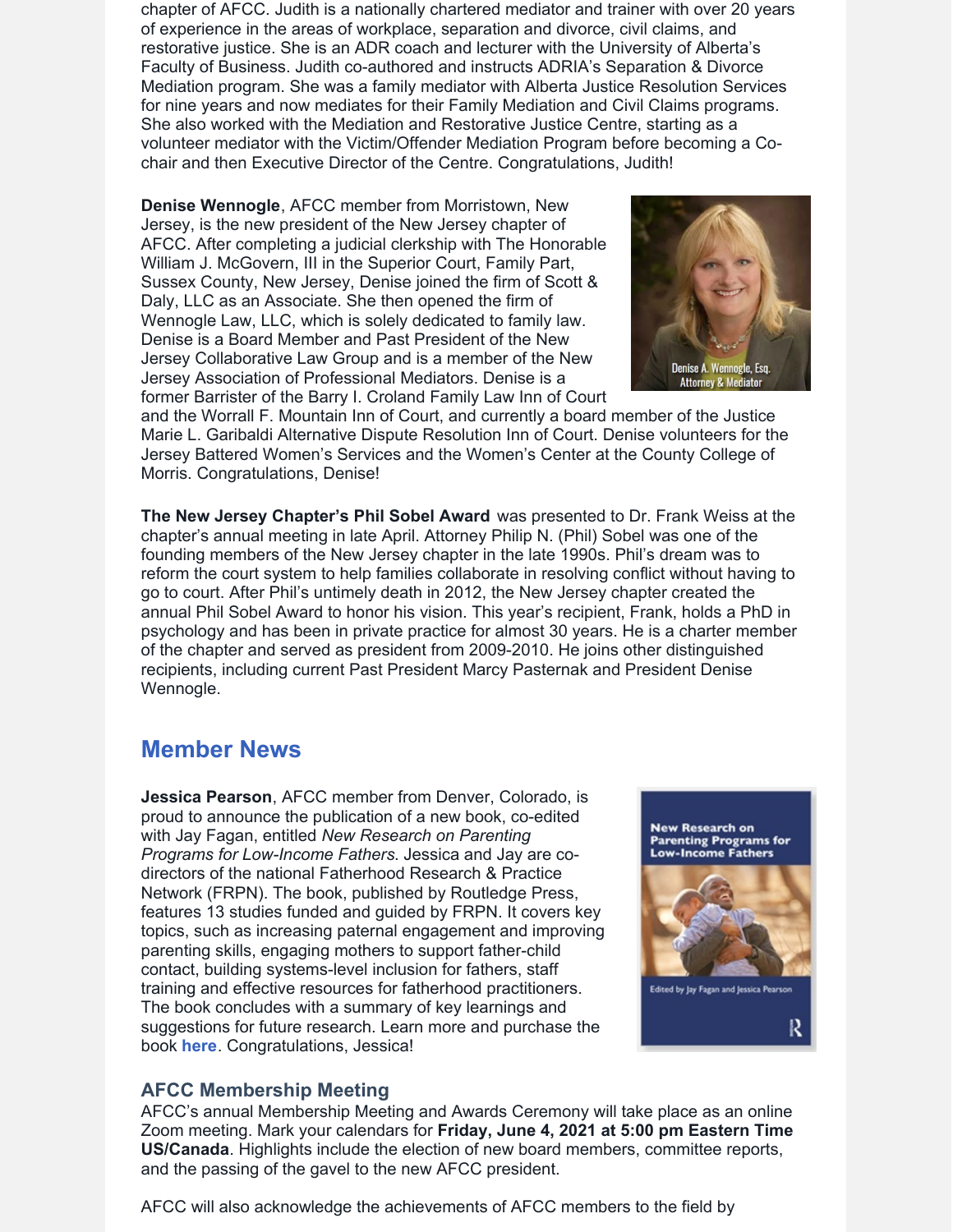chapter of AFCC. Judith is a nationally chartered mediator and trainer with over 20 years of experience in the areas of workplace, separation and divorce, civil claims, and restorative justice. She is an ADR coach and lecturer with the University of Alberta's Faculty of Business. Judith co-authored and instructs ADRIA's Separation & Divorce Mediation program. She was a family mediator with Alberta Justice Resolution Services for nine years and now mediates for their Family Mediation and Civil Claims programs. She also worked with the Mediation and Restorative Justice Centre, starting as a volunteer mediator with the Victim/Offender Mediation Program before becoming a Co-chair and then Executive Director of the Centre. Congratulations, Judith!

**Denise Wennogle**, AFCC member from Morristown, New Jersey, is the new president of the New Jersey chapter of AFCC. After completing a judicial clerkship with The Honorable William J. McGovern, III in the Superior Court, Family Part, Sussex County, New Jersey, Denise joined the firm of Scott & Daly, LLC as an Associate. She then opened the firm of Wennogle Law, LLC, which is solely dedicated to family law. Denise is a Board Member and Past President of the New Jersey Collaborative Law Group and is a member of the New Jersey Association of Professional Mediators. Denise is a former Barrister of the Barry I. Croland Family Law Inn of Court and the Worrall F. Mountain Inn of Court, and currently a board member of the Justice Marie L. Garibaldi Alternative Dispute Resolution Inn of Court. Denise volunteers for the Jersey Battered Women's Services and the Women's Center at the County College of Morris. Congratulations, Denise!

Denise A. Wennogle, Esq.
Attorney & Mediator

**The New Jersey Chapter's Phil Sobel Award** was presented to Dr. Frank Weiss at the chapter's annual meeting in late April. Attorney Philip N. (Phil) Sobel was one of the founding members of the New Jersey chapter in the late 1990s. Phil's dream was to reform the court system to help families collaborate in resolving conflict without having to go to court. After Phil's untimely death in 2012, the New Jersey chapter created the annual Phil Sobel Award to honor his vision. This year's recipient, Frank, holds a PhD in psychology and has been in private practice for almost 30 years. He is a charter member of the chapter and served as president from 2009-2010. He joins other distinguished recipients, including current Past President Marcy Pasternak and President Denise Wennogle.

## Member News

**Jessica Pearson**, AFCC member from Denver, Colorado, is proud to announce the publication of a new book, co-edited with Jay Fagan, entitled *New Research on Parenting Programs for Low-Income Fathers*. Jessica and Jay are co-directors of the national Fatherhood Research & Practice Network (FRPN). The book, published by Routledge Press, features 13 studies funded and guided by FRPN. It covers key topics, such as increasing paternal engagement and improving parenting skills, engaging mothers to support father-child contact, building systems-level inclusion for fathers, staff training and effective resources for fatherhood practitioners. The book concludes with a summary of key learnings and suggestions for future research. Learn more and purchase the book **here**. Congratulations, Jessica!

New Research on Parenting Programs for Low-Income Fathers

Edited by Jay Fagan and Jessica Pearson

### AFCC Membership Meeting

AFCC's annual Membership Meeting and Awards Ceremony will take place as an online Zoom meeting. Mark your calendars for **Friday, June 4, 2021 at 5:00 pm Eastern Time US/Canada**. Highlights include the election of new board members, committee reports, and the passing of the gavel to the new AFCC president.

AFCC will also acknowledge the achievements of AFCC members to the field by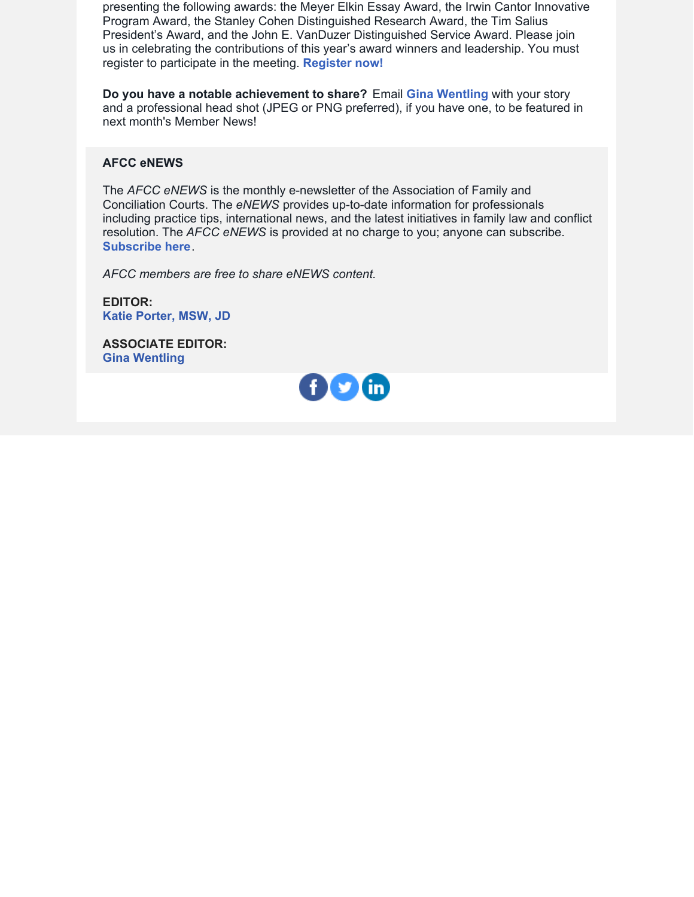presenting the following awards: the Meyer Elkin Essay Award, the Irwin Cantor Innovative Program Award, the Stanley Cohen Distinguished Research Award, the Tim Salius President's Award, and the John E. VanDuzer Distinguished Service Award. Please join us in celebrating the contributions of this year's award winners and leadership. You must register to participate in the meeting. **Register now!**

**Do you have a notable achievement to share?** Email **Gina Wentling** with your story and a professional head shot (JPEG or PNG preferred), if you have one, to be featured in next month's Member News!

**AFCC eNEWS**

The *AFCC eNEWS* is the monthly e-newsletter of the Association of Family and Conciliation Courts. The *eNEWS* provides up-to-date information for professionals including practice tips, international news, and the latest initiatives in family law and conflict resolution. The *AFCC eNEWS* is provided at no charge to you; anyone can subscribe. **Subscribe here**.

*AFCC members are free to share eNEWS content.*

**EDITOR:**
**Katie Porter, MSW, JD**

**ASSOCIATE EDITOR:**
**Gina Wentling**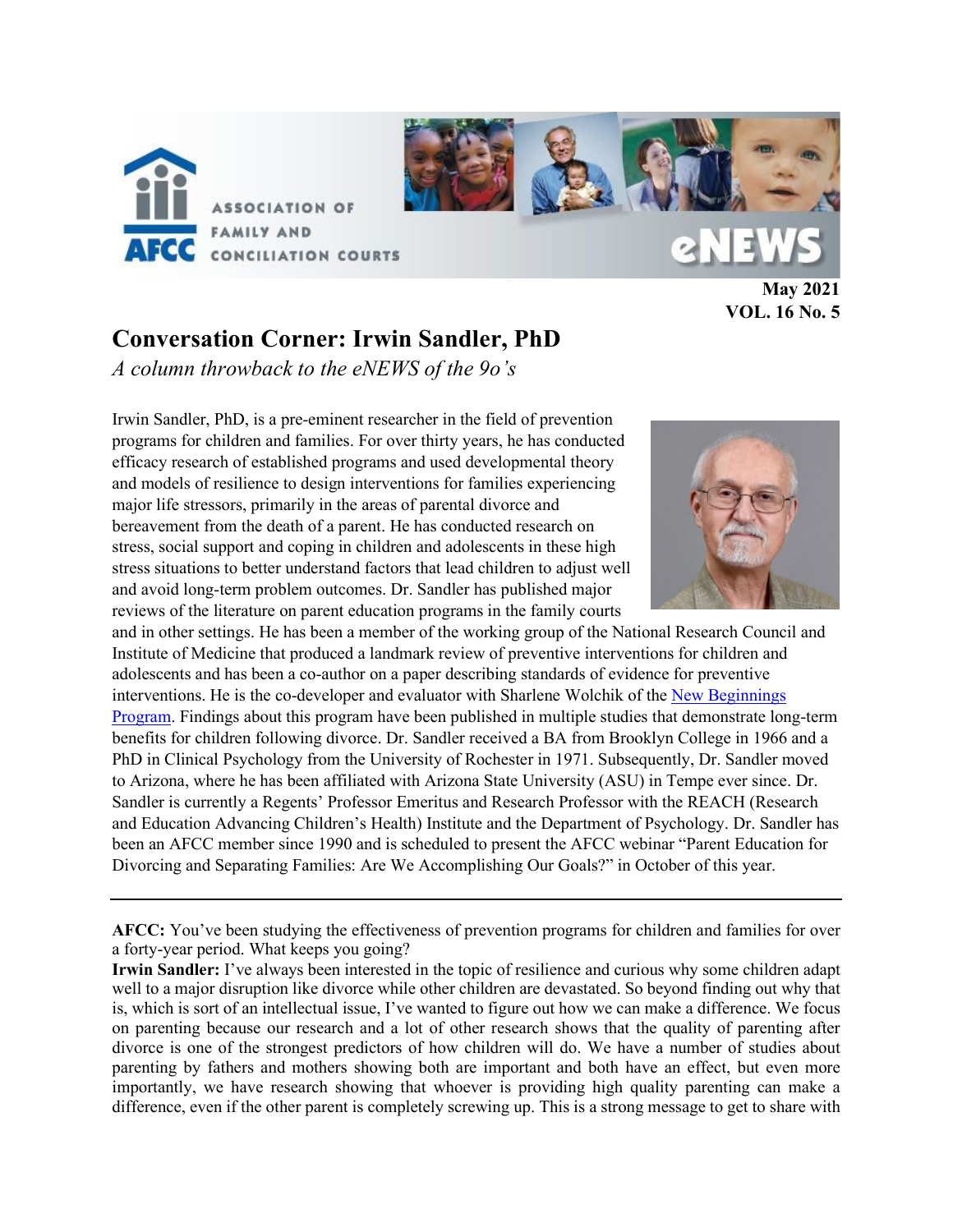May 2021
VOL. 16 No. 5

# Conversation Corner: Irwin Sandler, PhD

*A column throwback to the eNEWS of the 9o's*

Irwin Sandler, PhD, is a pre-eminent researcher in the field of prevention programs for children and families. For over thirty years, he has conducted efficacy research of established programs and used developmental theory and models of resilience to design interventions for families experiencing major life stressors, primarily in the areas of parental divorce and bereavement from the death of a parent. He has conducted research on stress, social support and coping in children and adolescents in these high stress situations to better understand factors that lead children to adjust well and avoid long-term problem outcomes. Dr. Sandler has published major reviews of the literature on parent education programs in the family courts and in other settings. He has been a member of the working group of the National Research Council and Institute of Medicine that produced a landmark review of preventive interventions for children and adolescents and has been a co-author on a paper describing standards of evidence for preventive interventions. He is the co-developer and evaluator with Sharlene Wolchik of the [New Beginnings Program](). Findings about this program have been published in multiple studies that demonstrate long-term benefits for children following divorce. Dr. Sandler received a BA from Brooklyn College in 1966 and a PhD in Clinical Psychology from the University of Rochester in 1971. Subsequently, Dr. Sandler moved to Arizona, where he has been affiliated with Arizona State University (ASU) in Tempe ever since. Dr. Sandler is currently a Regents' Professor Emeritus and Research Professor with the REACH (Research and Education Advancing Children's Health) Institute and the Department of Psychology. Dr. Sandler has been an AFCC member since 1990 and is scheduled to present the AFCC webinar "Parent Education for Divorcing and Separating Families: Are We Accomplishing Our Goals?" in October of this year.

---

**AFCC:** You've been studying the effectiveness of prevention programs for children and families for over a forty-year period. What keeps you going?

**Irwin Sandler:** I've always been interested in the topic of resilience and curious why some children adapt well to a major disruption like divorce while other children are devastated. So beyond finding out why that is, which is sort of an intellectual issue, I've wanted to figure out how we can make a difference. We focus on parenting because our research and a lot of other research shows that the quality of parenting after divorce is one of the strongest predictors of how children will do. We have a number of studies about parenting by fathers and mothers showing both are important and both have an effect, but even more importantly, we have research showing that whoever is providing high quality parenting can make a difference, even if the other parent is completely screwing up. This is a strong message to get to share with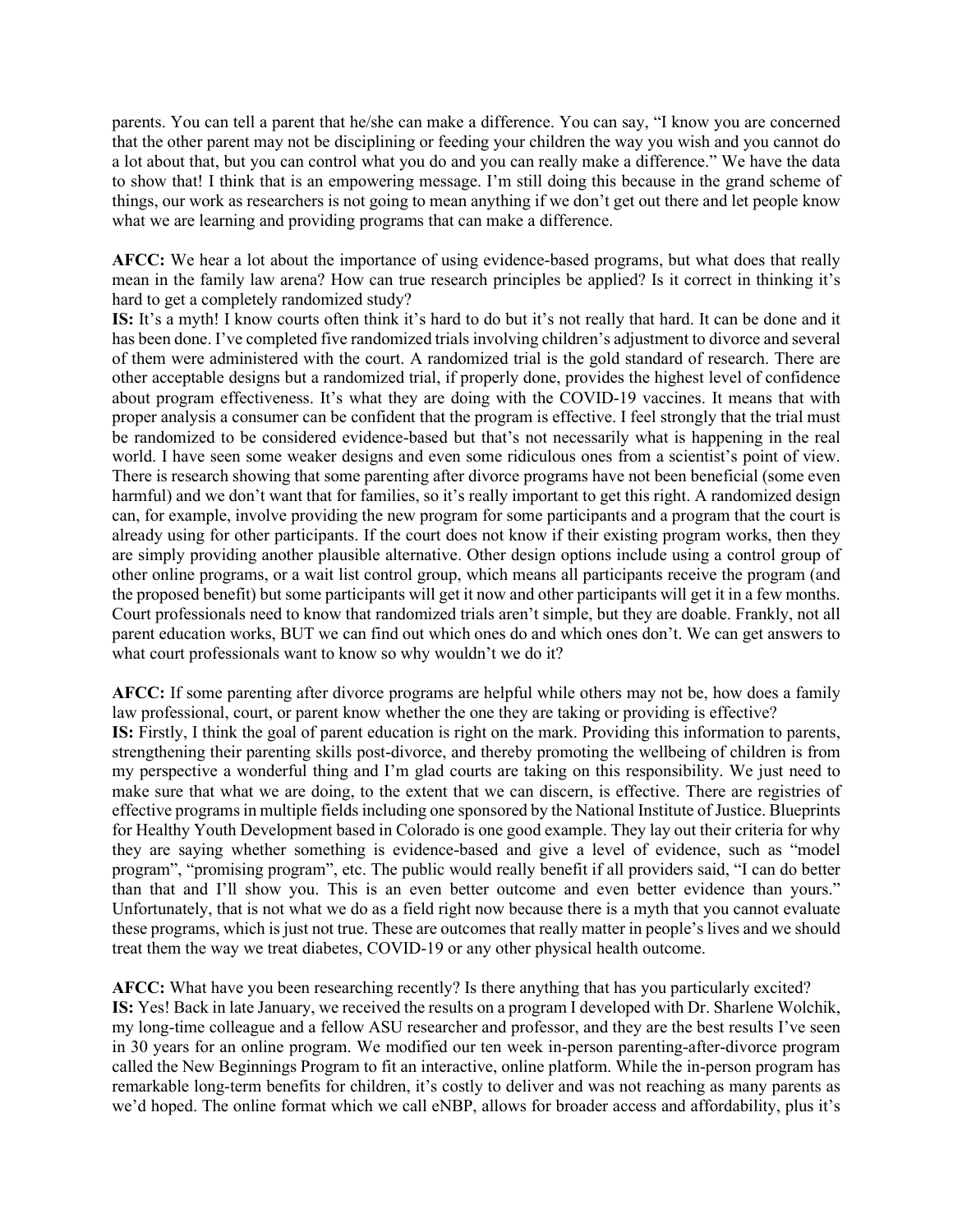parents. You can tell a parent that he/she can make a difference. You can say, "I know you are concerned that the other parent may not be disciplining or feeding your children the way you wish and you cannot do a lot about that, but you can control what you do and you can really make a difference." We have the data to show that! I think that is an empowering message. I'm still doing this because in the grand scheme of things, our work as researchers is not going to mean anything if we don't get out there and let people know what we are learning and providing programs that can make a difference.

**AFCC:** We hear a lot about the importance of using evidence-based programs, but what does that really mean in the family law arena? How can true research principles be applied? Is it correct in thinking it's hard to get a completely randomized study?
**IS:** It's a myth! I know courts often think it's hard to do but it's not really that hard. It can be done and it has been done. I've completed five randomized trials involving children's adjustment to divorce and several of them were administered with the court. A randomized trial is the gold standard of research. There are other acceptable designs but a randomized trial, if properly done, provides the highest level of confidence about program effectiveness. It's what they are doing with the COVID-19 vaccines. It means that with proper analysis a consumer can be confident that the program is effective. I feel strongly that the trial must be randomized to be considered evidence-based but that's not necessarily what is happening in the real world. I have seen some weaker designs and even some ridiculous ones from a scientist's point of view. There is research showing that some parenting after divorce programs have not been beneficial (some even harmful) and we don't want that for families, so it's really important to get this right. A randomized design can, for example, involve providing the new program for some participants and a program that the court is already using for other participants. If the court does not know if their existing program works, then they are simply providing another plausible alternative. Other design options include using a control group of other online programs, or a wait list control group, which means all participants receive the program (and the proposed benefit) but some participants will get it now and other participants will get it in a few months. Court professionals need to know that randomized trials aren't simple, but they are doable. Frankly, not all parent education works, BUT we can find out which ones do and which ones don't. We can get answers to what court professionals want to know so why wouldn't we do it?

**AFCC:** If some parenting after divorce programs are helpful while others may not be, how does a family law professional, court, or parent know whether the one they are taking or providing is effective?
**IS:** Firstly, I think the goal of parent education is right on the mark. Providing this information to parents, strengthening their parenting skills post-divorce, and thereby promoting the wellbeing of children is from my perspective a wonderful thing and I'm glad courts are taking on this responsibility. We just need to make sure that what we are doing, to the extent that we can discern, is effective. There are registries of effective programs in multiple fields including one sponsored by the National Institute of Justice. Blueprints for Healthy Youth Development based in Colorado is one good example. They lay out their criteria for why they are saying whether something is evidence-based and give a level of evidence, such as "model program", "promising program", etc. The public would really benefit if all providers said, "I can do better than that and I'll show you. This is an even better outcome and even better evidence than yours." Unfortunately, that is not what we do as a field right now because there is a myth that you cannot evaluate these programs, which is just not true. These are outcomes that really matter in people's lives and we should treat them the way we treat diabetes, COVID-19 or any other physical health outcome.

**AFCC:** What have you been researching recently? Is there anything that has you particularly excited?
**IS:** Yes! Back in late January, we received the results on a program I developed with Dr. Sharlene Wolchik, my long-time colleague and a fellow ASU researcher and professor, and they are the best results I've seen in 30 years for an online program. We modified our ten week in-person parenting-after-divorce program called the New Beginnings Program to fit an interactive, online platform. While the in-person program has remarkable long-term benefits for children, it's costly to deliver and was not reaching as many parents as we'd hoped. The online format which we call eNBP, allows for broader access and affordability, plus it's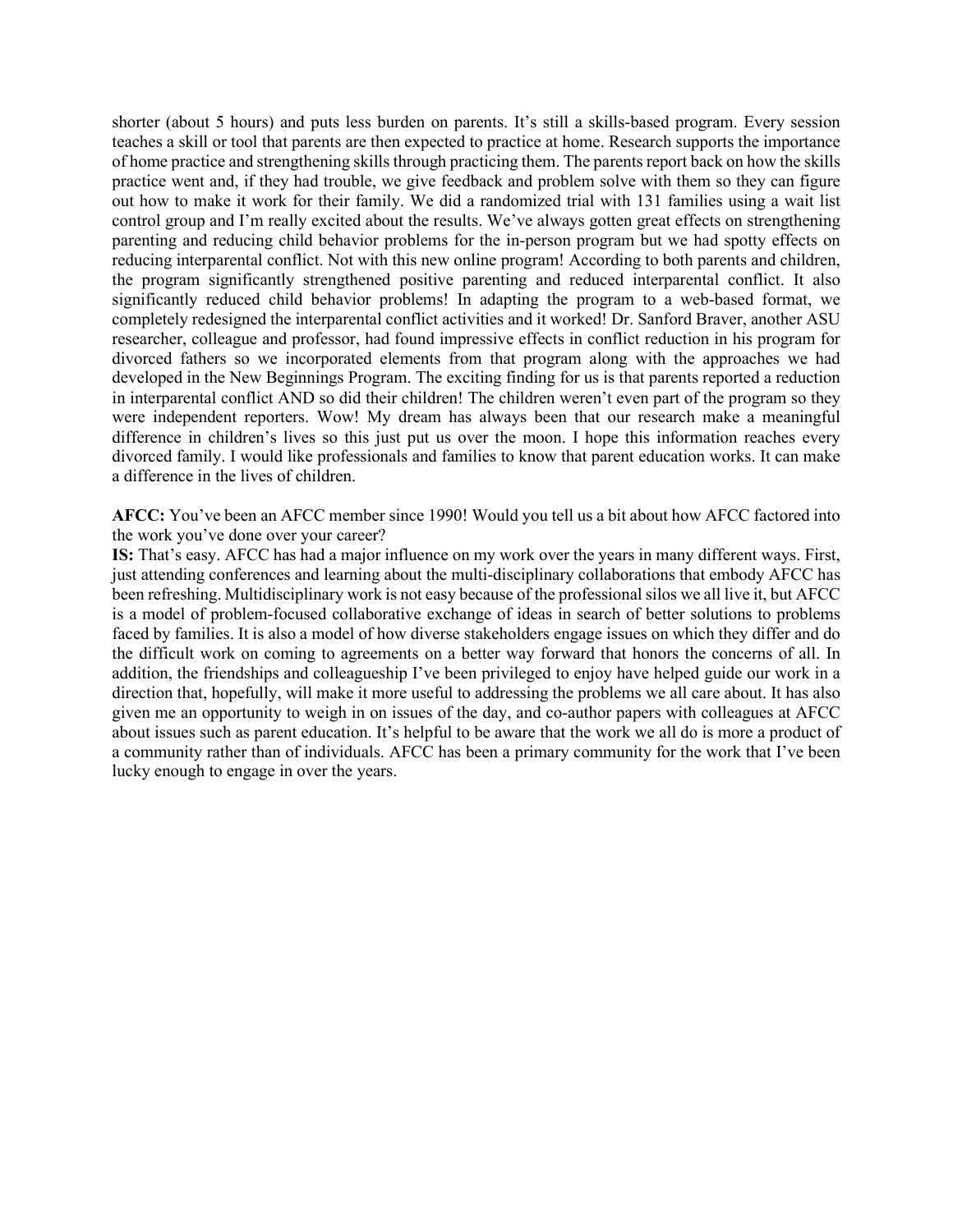shorter (about 5 hours) and puts less burden on parents. It's still a skills-based program. Every session teaches a skill or tool that parents are then expected to practice at home. Research supports the importance of home practice and strengthening skills through practicing them. The parents report back on how the skills practice went and, if they had trouble, we give feedback and problem solve with them so they can figure out how to make it work for their family. We did a randomized trial with 131 families using a wait list control group and I'm really excited about the results. We've always gotten great effects on strengthening parenting and reducing child behavior problems for the in-person program but we had spotty effects on reducing interparental conflict. Not with this new online program! According to both parents and children, the program significantly strengthened positive parenting and reduced interparental conflict. It also significantly reduced child behavior problems! In adapting the program to a web-based format, we completely redesigned the interparental conflict activities and it worked! Dr. Sanford Braver, another ASU researcher, colleague and professor, had found impressive effects in conflict reduction in his program for divorced fathers so we incorporated elements from that program along with the approaches we had developed in the New Beginnings Program. The exciting finding for us is that parents reported a reduction in interparental conflict AND so did their children! The children weren't even part of the program so they were independent reporters. Wow! My dream has always been that our research make a meaningful difference in children's lives so this just put us over the moon. I hope this information reaches every divorced family. I would like professionals and families to know that parent education works. It can make a difference in the lives of children.

**AFCC:** You've been an AFCC member since 1990! Would you tell us a bit about how AFCC factored into the work you've done over your career?

**IS:** That's easy. AFCC has had a major influence on my work over the years in many different ways. First, just attending conferences and learning about the multi-disciplinary collaborations that embody AFCC has been refreshing. Multidisciplinary work is not easy because of the professional silos we all live it, but AFCC is a model of problem-focused collaborative exchange of ideas in search of better solutions to problems faced by families. It is also a model of how diverse stakeholders engage issues on which they differ and do the difficult work on coming to agreements on a better way forward that honors the concerns of all. In addition, the friendships and colleagueship I've been privileged to enjoy have helped guide our work in a direction that, hopefully, will make it more useful to addressing the problems we all care about. It has also given me an opportunity to weigh in on issues of the day, and co-author papers with colleagues at AFCC about issues such as parent education. It's helpful to be aware that the work we all do is more a product of a community rather than of individuals. AFCC has been a primary community for the work that I've been lucky enough to engage in over the years.